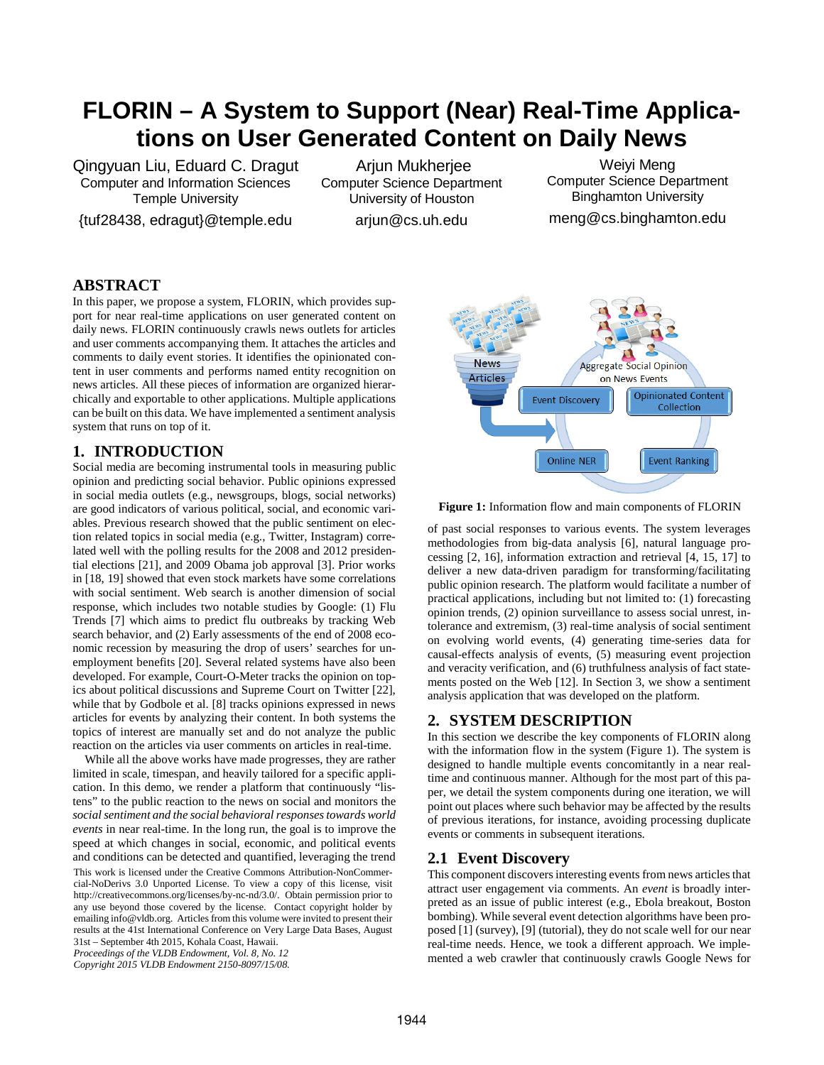# FLORIN – A System to Support (Near) Real-Time Applications on User Generated Content on Daily News

Qingyuan Liu, Eduard C. Dragut
Computer and Information Sciences
Temple University
{tuf28438, edragut}@temple.edu

Arjun Mukherjee
Computer Science Department
University of Houston
arjun@cs.uh.edu

Weiyi Meng
Computer Science Department
Binghamton University
meng@cs.binghamton.edu

## ABSTRACT

In this paper, we propose a system, FLORIN, which provides support for near real-time applications on user generated content on daily news. FLORIN continuously crawls news outlets for articles and user comments accompanying them. It attaches the articles and comments to daily event stories. It identifies the opinionated content in user comments and performs named entity recognition on news articles. All these pieces of information are organized hierarchically and exportable to other applications. Multiple applications can be built on this data. We have implemented a sentiment analysis system that runs on top of it.

## 1. INTRODUCTION

Social media are becoming instrumental tools in measuring public opinion and predicting social behavior. Public opinions expressed in social media outlets (e.g., newsgroups, blogs, social networks) are good indicators of various political, social, and economic variables. Previous research showed that the public sentiment on election related topics in social media (e.g., Twitter, Instagram) correlated well with the polling results for the 2008 and 2012 presidential elections [21], and 2009 Obama job approval [3]. Prior works in [18, 19] showed that even stock markets have some correlations with social sentiment. Web search is another dimension of social response, which includes two notable studies by Google: (1) Flu Trends [7] which aims to predict flu outbreaks by tracking Web search behavior, and (2) Early assessments of the end of 2008 economic recession by measuring the drop of users' searches for unemployment benefits [20]. Several related systems have also been developed. For example, Court-O-Meter tracks the opinion on topics about political discussions and Supreme Court on Twitter [22], while that by Godbole et al. [8] tracks opinions expressed in news articles for events by analyzing their content. In both systems the topics of interest are manually set and do not analyze the public reaction on the articles via user comments on articles in real-time.

While all the above works have made progresses, they are rather limited in scale, timespan, and heavily tailored for a specific application. In this demo, we render a platform that continuously "listens" to the public reaction to the news on social and monitors the *social sentiment and the social behavioral responses towards world events* in near real-time. In the long run, the goal is to improve the speed at which changes in social, economic, and political events and conditions can be detected and quantified, leveraging the trend

This work is licensed under the Creative Commons Attribution-NonCommercial-NoDerivs 3.0 Unported License. To view a copy of this license, visit http://creativecommons.org/licenses/by-nc-nd/3.0/. Obtain permission prior to any use beyond those covered by the license. Contact copyright holder by emailing info@vldb.org. Articles from this volume were invited to present their results at the 41st International Conference on Very Large Data Bases, August 31st – September 4th 2015, Kohala Coast, Hawaii.
*Proceedings of the VLDB Endowment, Vol. 8, No. 12*
*Copyright 2015 VLDB Endowment 2150-8097/15/08.*

**Figure 1:** Information flow and main components of FLORIN

of past social responses to various events. The system leverages methodologies from big-data analysis [6], natural language processing [2, 16], information extraction and retrieval [4, 15, 17] to deliver a new data-driven paradigm for transforming/facilitating public opinion research. The platform would facilitate a number of practical applications, including but not limited to: (1) forecasting opinion trends, (2) opinion surveillance to assess social unrest, intolerance and extremism, (3) real-time analysis of social sentiment on evolving world events, (4) generating time-series data for causal-effects analysis of events, (5) measuring event projection and veracity verification, and (6) truthfulness analysis of fact statements posted on the Web [12]. In Section 3, we show a sentiment analysis application that was developed on the platform.

## 2. SYSTEM DESCRIPTION

In this section we describe the key components of FLORIN along with the information flow in the system (Figure 1). The system is designed to handle multiple events concomitantly in a near real-time and continuous manner. Although for the most part of this paper, we detail the system components during one iteration, we will point out places where such behavior may be affected by the results of previous iterations, for instance, avoiding processing duplicate events or comments in subsequent iterations.

### 2.1 Event Discovery

This component discovers interesting events from news articles that attract user engagement via comments. An *event* is broadly interpreted as an issue of public interest (e.g., Ebola breakout, Boston bombing). While several event detection algorithms have been proposed [1] (survey), [9] (tutorial), they do not scale well for our near real-time needs. Hence, we took a different approach. We implemented a web crawler that continuously crawls Google News for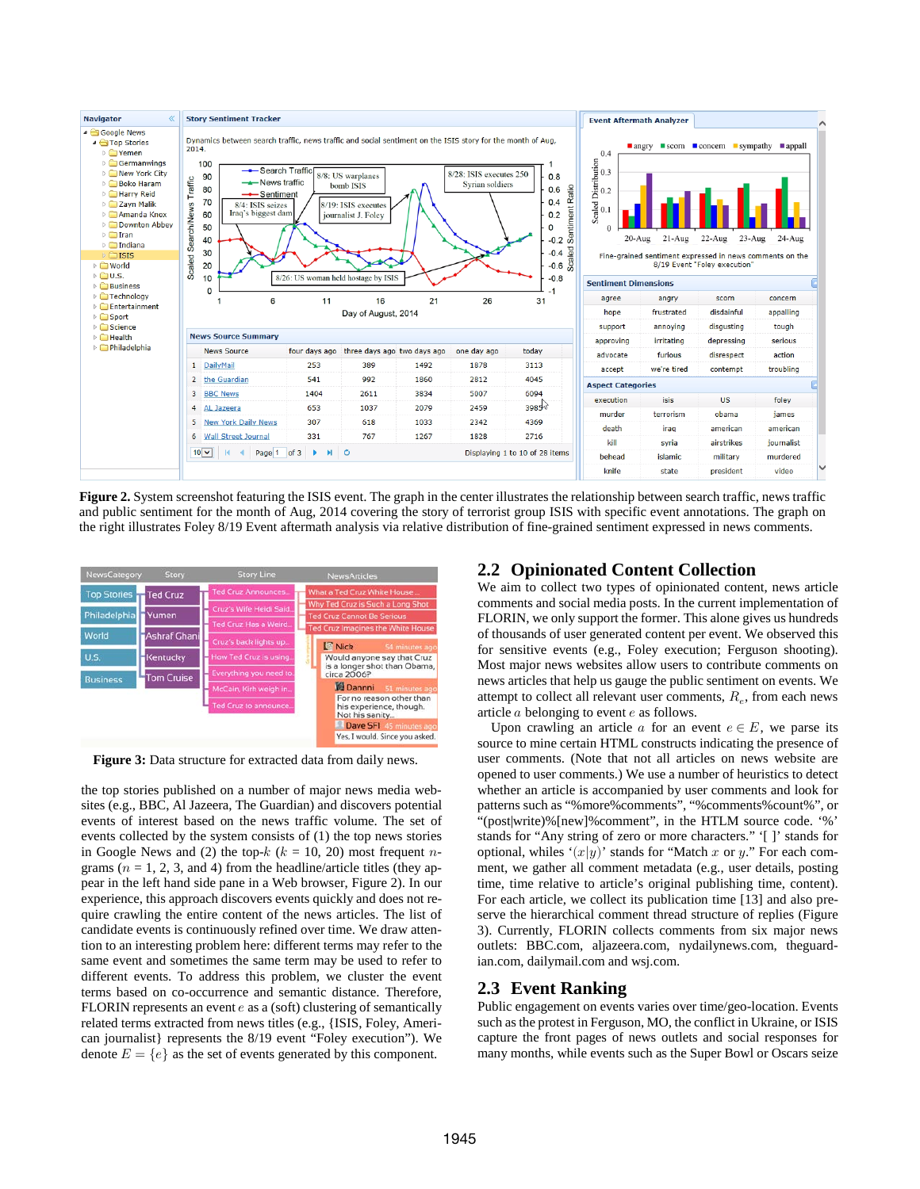**Figure 2.** System screenshot featuring the ISIS event. The graph in the center illustrates the relationship between search traffic, news traffic and public sentiment for the month of Aug, 2014 covering the story of terrorist group ISIS with specific event annotations. The graph on the right illustrates Foley 8/19 Event aftermath analysis via relative distribution of fine-grained sentiment expressed in news comments.

**Figure 3:** Data structure for extracted data from daily news.

the top stories published on a number of major news media websites (e.g., BBC, Al Jazeera, The Guardian) and discovers potential events of interest based on the news traffic volume. The set of events collected by the system consists of (1) the top news stories in Google News and (2) the top-$k$ ($k$ = 10, 20) most frequent $n$-grams ($n$ = 1, 2, 3, and 4) from the headline/article titles (they appear in the left hand side pane in a Web browser, Figure 2). In our experience, this approach discovers events quickly and does not require crawling the entire content of the news articles. The list of candidate events is continuously refined over time. We draw attention to an interesting problem here: different terms may refer to the same event and sometimes the same term may be used to refer to different events. To address this problem, we cluster the event terms based on co-occurrence and semantic distance. Therefore, FLORIN represents an event $e$ as a (soft) clustering of semantically related terms extracted from news titles (e.g., {ISIS, Foley, American journalist} represents the 8/19 event "Foley execution"). We denote $E = \{e\}$ as the set of events generated by this component.

## 2.2 Opinionated Content Collection

We aim to collect two types of opinionated content, news article comments and social media posts. In the current implementation of FLORIN, we only support the former. This alone gives us hundreds of thousands of user generated content per event. We observed this for sensitive events (e.g., Foley execution; Ferguson shooting). Most major news websites allow users to contribute comments on news articles that help us gauge the public sentiment on events. We attempt to collect all relevant user comments, $R_e$, from each news article $a$ belonging to event $e$ as follows.

Upon crawling an article $a$ for an event $e \in E$, we parse its source to mine certain HTML constructs indicating the presence of user comments. (Note that not all articles on news website are opened to user comments.) We use a number of heuristics to detect whether an article is accompanied by user comments and look for patterns such as "%more%comments", "%comments%count%", or "(post|write)%[new]%comment", in the HTLM source code. '%' stands for "Any string of zero or more characters." '[ ]' stands for optional, whiles '$(x|y)$' stands for "Match $x$ or $y$." For each comment, we gather all comment metadata (e.g., user details, posting time, time relative to article's original publishing time, content). For each article, we collect its publication time [13] and also preserve the hierarchical comment thread structure of replies (Figure 3). Currently, FLORIN collects comments from six major news outlets: BBC.com, aljazeera.com, nydailynews.com, theguardian.com, dailymail.com and wsj.com.

## 2.3 Event Ranking

Public engagement on events varies over time/geo-location. Events such as the protest in Ferguson, MO, the conflict in Ukraine, or ISIS capture the front pages of news outlets and social responses for many months, while events such as the Super Bowl or Oscars seize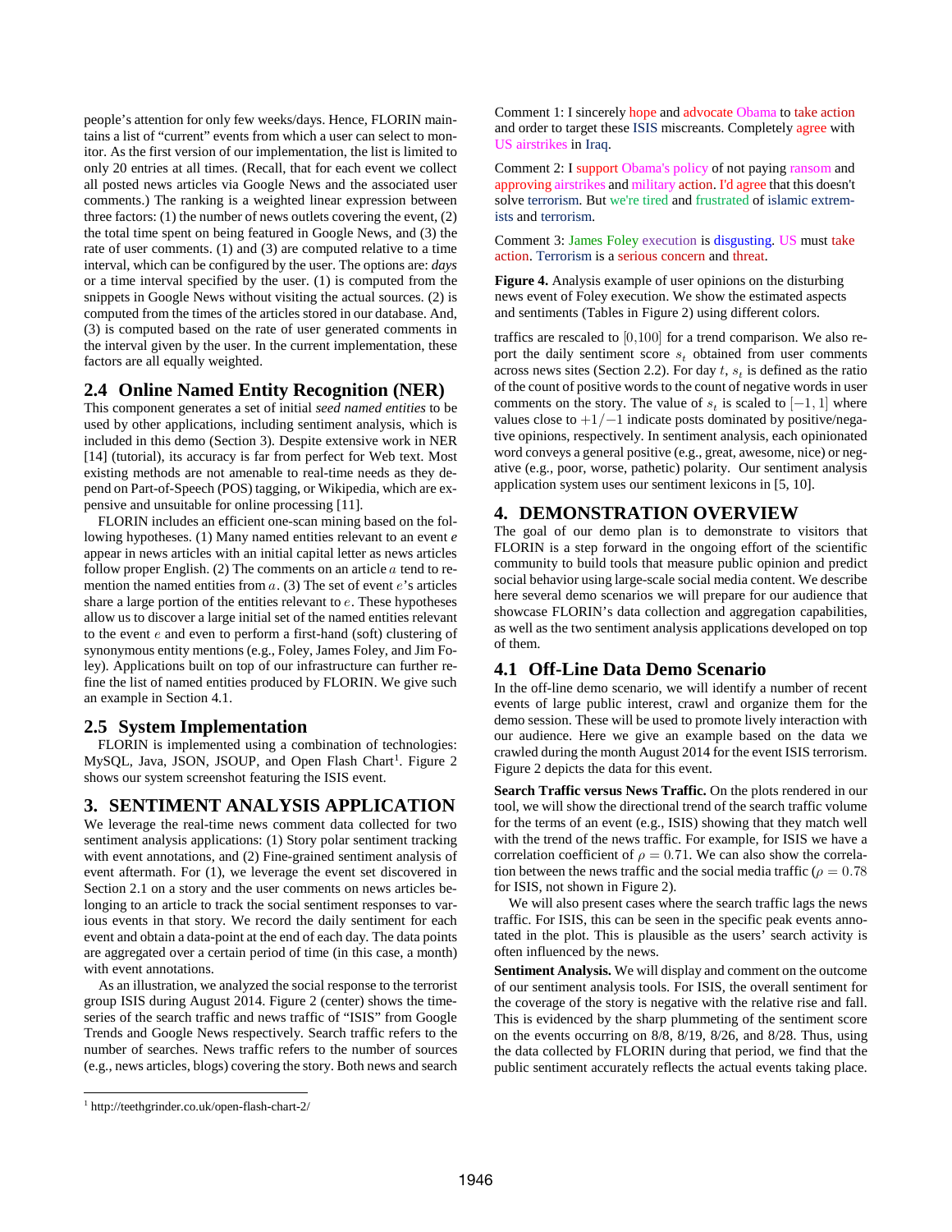people's attention for only few weeks/days. Hence, FLORIN maintains a list of "current" events from which a user can select to monitor. As the first version of our implementation, the list is limited to only 20 entries at all times. (Recall, that for each event we collect all posted news articles via Google News and the associated user comments.) The ranking is a weighted linear expression between three factors: (1) the number of news outlets covering the event, (2) the total time spent on being featured in Google News, and (3) the rate of user comments. (1) and (3) are computed relative to a time interval, which can be configured by the user. The options are: *days* or a time interval specified by the user. (1) is computed from the snippets in Google News without visiting the actual sources. (2) is computed from the times of the articles stored in our database. And, (3) is computed based on the rate of user generated comments in the interval given by the user. In the current implementation, these factors are all equally weighted.

## 2.4 Online Named Entity Recognition (NER)

This component generates a set of initial *seed named entities* to be used by other applications, including sentiment analysis, which is included in this demo (Section 3). Despite extensive work in NER [14] (tutorial), its accuracy is far from perfect for Web text. Most existing methods are not amenable to real-time needs as they depend on Part-of-Speech (POS) tagging, or Wikipedia, which are expensive and unsuitable for online processing [11].

FLORIN includes an efficient one-scan mining based on the following hypotheses. (1) Many named entities relevant to an event $e$ appear in news articles with an initial capital letter as news articles follow proper English. (2) The comments on an article $a$ tend to re-mention the named entities from $a$. (3) The set of event $e$'s articles share a large portion of the entities relevant to $e$. These hypotheses allow us to discover a large initial set of the named entities relevant to the event $e$ and even to perform a first-hand (soft) clustering of synonymous entity mentions (e.g., Foley, James Foley, and Jim Foley). Applications built on top of our infrastructure can further refine the list of named entities produced by FLORIN. We give such an example in Section 4.1.

## 2.5 System Implementation

FLORIN is implemented using a combination of technologies: MySQL, Java, JSON, JSOUP, and Open Flash Chart[1]. Figure 2 shows our system screenshot featuring the ISIS event.

# 3. SENTIMENT ANALYSIS APPLICATION

We leverage the real-time news comment data collected for two sentiment analysis applications: (1) Story polar sentiment tracking with event annotations, and (2) Fine-grained sentiment analysis of event aftermath. For (1), we leverage the event set discovered in Section 2.1 on a story and the user comments on news articles belonging to an article to track the social sentiment responses to various events in that story. We record the daily sentiment for each event and obtain a data-point at the end of each day. The data points are aggregated over a certain period of time (in this case, a month) with event annotations.

As an illustration, we analyzed the social response to the terrorist group ISIS during August 2014. Figure 2 (center) shows the time-series of the search traffic and news traffic of "ISIS" from Google Trends and Google News respectively. Search traffic refers to the number of searches. News traffic refers to the number of sources (e.g., news articles, blogs) covering the story. Both news and search

[1] http://teethgrinder.co.uk/open-flash-chart-2/

Comment 1: I sincerely hope and advocate Obama to take action and order to target these ISIS miscreants. Completely agree with US airstrikes in Iraq.

Comment 2: I support Obama's policy of not paying ransom and approving airstrikes and military action. I'd agree that this doesn't solve terrorism. But we're tired and frustrated of islamic extremists and terrorism.

Comment 3: James Foley execution is disgusting. US must take action. Terrorism is a serious concern and threat.

**Figure 4.** Analysis example of user opinions on the disturbing news event of Foley execution. We show the estimated aspects and sentiments (Tables in Figure 2) using different colors.

traffics are rescaled to $[0,100]$ for a trend comparison. We also report the daily sentiment score $s_t$ obtained from user comments across news sites (Section 2.2). For day $t$, $s_t$ is defined as the ratio of the count of positive words to the count of negative words in user comments on the story. The value of $s_t$ is scaled to $[-1, 1]$ where values close to $+1/-1$ indicate posts dominated by positive/negative opinions, respectively. In sentiment analysis, each opinionated word conveys a general positive (e.g., great, awesome, nice) or negative (e.g., poor, worse, pathetic) polarity. Our sentiment analysis application system uses our sentiment lexicons in [5, 10].

# 4. DEMONSTRATION OVERVIEW

The goal of our demo plan is to demonstrate to visitors that FLORIN is a step forward in the ongoing effort of the scientific community to build tools that measure public opinion and predict social behavior using large-scale social media content. We describe here several demo scenarios we will prepare for our audience that showcase FLORIN's data collection and aggregation capabilities, as well as the two sentiment analysis applications developed on top of them.

## 4.1 Off-Line Data Demo Scenario

In the off-line demo scenario, we will identify a number of recent events of large public interest, crawl and organize them for the demo session. These will be used to promote lively interaction with our audience. Here we give an example based on the data we crawled during the month August 2014 for the event ISIS terrorism. Figure 2 depicts the data for this event.

**Search Traffic versus News Traffic.** On the plots rendered in our tool, we will show the directional trend of the search traffic volume for the terms of an event (e.g., ISIS) showing that they match well with the trend of the news traffic. For example, for ISIS we have a correlation coefficient of $\rho = 0.71$. We can also show the correlation between the news traffic and the social media traffic ($\rho = 0.78$ for ISIS, not shown in Figure 2).

We will also present cases where the search traffic lags the news traffic. For ISIS, this can be seen in the specific peak events annotated in the plot. This is plausible as the users' search activity is often influenced by the news.

**Sentiment Analysis.** We will display and comment on the outcome of our sentiment analysis tools. For ISIS, the overall sentiment for the coverage of the story is negative with the relative rise and fall. This is evidenced by the sharp plummeting of the sentiment score on the events occurring on 8/8, 8/19, 8/26, and 8/28. Thus, using the data collected by FLORIN during that period, we find that the public sentiment accurately reflects the actual events taking place.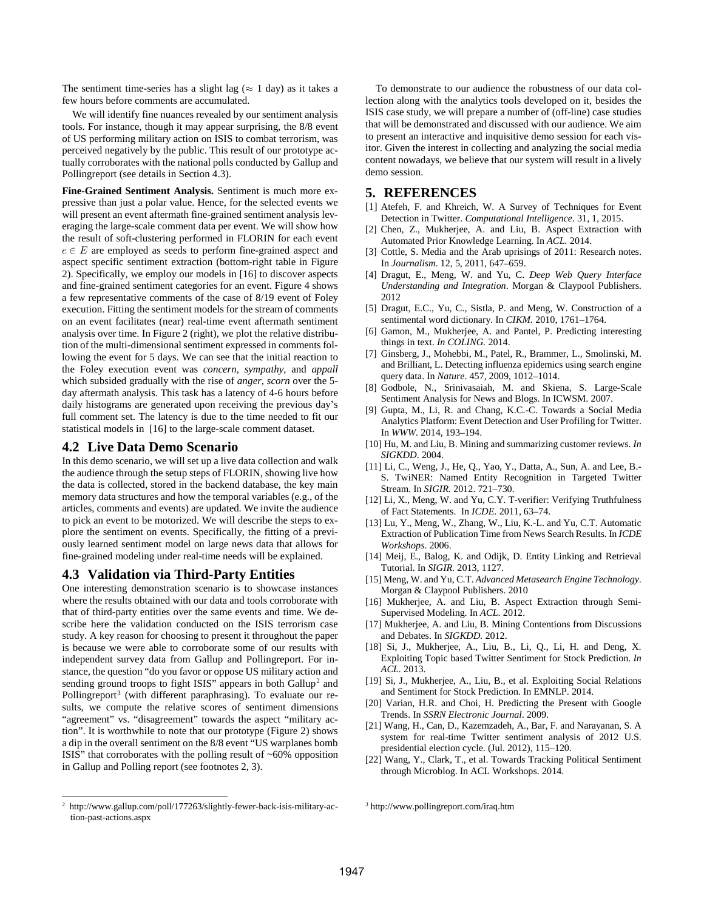The sentiment time-series has a slight lag ($\approx$ 1 day) as it takes a few hours before comments are accumulated.

We will identify fine nuances revealed by our sentiment analysis tools. For instance, though it may appear surprising, the 8/8 event of US performing military action on ISIS to combat terrorism, was perceived negatively by the public. This result of our prototype actually corroborates with the national polls conducted by Gallup and Pollingreport (see details in Section 4.3).

**Fine-Grained Sentiment Analysis.** Sentiment is much more expressive than just a polar value. Hence, for the selected events we will present an event aftermath fine-grained sentiment analysis leveraging the large-scale comment data per event. We will show how the result of soft-clustering performed in FLORIN for each event $e \in E$ are employed as seeds to perform fine-grained aspect and aspect specific sentiment extraction (bottom-right table in Figure 2). Specifically, we employ our models in [16] to discover aspects and fine-grained sentiment categories for an event. Figure 4 shows a few representative comments of the case of 8/19 event of Foley execution. Fitting the sentiment models for the stream of comments on an event facilitates (near) real-time event aftermath sentiment analysis over time. In Figure 2 (right), we plot the relative distribution of the multi-dimensional sentiment expressed in comments following the event for 5 days. We can see that the initial reaction to the Foley execution event was *concern*, *sympathy*, and *appall* which subsided gradually with the rise of *anger*, *scorn* over the 5-day aftermath analysis. This task has a latency of 4-6 hours before daily histograms are generated upon receiving the previous day's full comment set. The latency is due to the time needed to fit our statistical models in [16] to the large-scale comment dataset.

## 4.2 Live Data Demo Scenario

In this demo scenario, we will set up a live data collection and walk the audience through the setup steps of FLORIN, showing live how the data is collected, stored in the backend database, the key main memory data structures and how the temporal variables (e.g., of the articles, comments and events) are updated. We invite the audience to pick an event to be motorized. We will describe the steps to explore the sentiment on events. Specifically, the fitting of a previously learned sentiment model on large news data that allows for fine-grained modeling under real-time needs will be explained.

## 4.3 Validation via Third-Party Entities

One interesting demonstration scenario is to showcase instances where the results obtained with our data and tools corroborate with that of third-party entities over the same events and time. We describe here the validation conducted on the ISIS terrorism case study. A key reason for choosing to present it throughout the paper is because we were able to corroborate some of our results with independent survey data from Gallup and Pollingreport. For instance, the question "do you favor or oppose US military action and sending ground troops to fight ISIS" appears in both Gallup[2] and Pollingreport[3] (with different paraphrasing). To evaluate our results, we compute the relative scores of sentiment dimensions "agreement" vs. "disagreement" towards the aspect "military action". It is worthwhile to note that our prototype (Figure 2) shows a dip in the overall sentiment on the 8/8 event "US warplanes bomb ISIS" that corroborates with the polling result of ~60% opposition in Gallup and Polling report (see footnotes 2, 3).

To demonstrate to our audience the robustness of our data collection along with the analytics tools developed on it, besides the ISIS case study, we will prepare a number of (off-line) case studies that will be demonstrated and discussed with our audience. We aim to present an interactive and inquisitive demo session for each visitor. Given the interest in collecting and analyzing the social media content nowadays, we believe that our system will result in a lively demo session.

# 5. REFERENCES

[1] Atefeh, F. and Khreich, W. A Survey of Techniques for Event Detection in Twitter. *Computational Intelligence*. 31, 1, 2015.

[2] Chen, Z., Mukherjee, A. and Liu, B. Aspect Extraction with Automated Prior Knowledge Learning. In *ACL*. 2014.

[3] Cottle, S. Media and the Arab uprisings of 2011: Research notes. In *Journalism*. 12, 5, 2011, 647–659.

[4] Dragut, E., Meng, W. and Yu, C. *Deep Web Query Interface Understanding and Integration*. Morgan & Claypool Publishers. 2012

[5] Dragut, E.C., Yu, C., Sistla, P. and Meng, W. Construction of a sentimental word dictionary. In *CIKM*. 2010, 1761–1764.

[6] Gamon, M., Mukherjee, A. and Pantel, P. Predicting interesting things in text. *In COLING*. 2014.

[7] Ginsberg, J., Mohebbi, M., Patel, R., Brammer, L., Smolinski, M. and Brilliant, L. Detecting influenza epidemics using search engine query data. In *Nature*. 457, 2009, 1012–1014.

[8] Godbole, N., Srinivasaiah, M. and Skiena, S. Large-Scale Sentiment Analysis for News and Blogs. In ICWSM. 2007.

[9] Gupta, M., Li, R. and Chang, K.C.-C. Towards a Social Media Analytics Platform: Event Detection and User Profiling for Twitter. In *WWW*. 2014, 193–194.

[10] Hu, M. and Liu, B. Mining and summarizing customer reviews. *In SIGKDD*. 2004.

[11] Li, C., Weng, J., He, Q., Yao, Y., Datta, A., Sun, A. and Lee, B.-S. TwiNER: Named Entity Recognition in Targeted Twitter Stream. In *SIGIR*. 2012. 721–730.

[12] Li, X., Meng, W. and Yu, C.Y. T-verifier: Verifying Truthfulness of Fact Statements. In *ICDE*. 2011, 63–74.

[13] Lu, Y., Meng, W., Zhang, W., Liu, K.-L. and Yu, C.T. Automatic Extraction of Publication Time from News Search Results. In *ICDE Workshops*. 2006.

[14] Meij, E., Balog, K. and Odijk, D. Entity Linking and Retrieval Tutorial. In *SIGIR*. 2013, 1127.

[15] Meng, W. and Yu, C.T. *Advanced Metasearch Engine Technology*. Morgan & Claypool Publishers. 2010

[16] Mukherjee, A. and Liu, B. Aspect Extraction through Semi-Supervised Modeling. In *ACL*. 2012.

[17] Mukherjee, A. and Liu, B. Mining Contentions from Discussions and Debates. In *SIGKDD*. 2012.

[18] Si, J., Mukherjee, A., Liu, B., Li, Q., Li, H. and Deng, X. Exploiting Topic based Twitter Sentiment for Stock Prediction. *In ACL*. 2013.

[19] Si, J., Mukherjee, A., Liu, B., et al. Exploiting Social Relations and Sentiment for Stock Prediction. In EMNLP. 2014.

[20] Varian, H.R. and Choi, H. Predicting the Present with Google Trends. In *SSRN Electronic Journal*. 2009.

[21] Wang, H., Can, D., Kazemzadeh, A., Bar, F. and Narayanan, S. A system for real-time Twitter sentiment analysis of 2012 U.S. presidential election cycle. (Jul. 2012), 115–120.

[22] Wang, Y., Clark, T., et al. Towards Tracking Political Sentiment through Microblog. In ACL Workshops. 2014.

---

[2] http://www.gallup.com/poll/177263/slightly-fewer-back-isis-military-action-past-actions.aspx

[3] http://www.pollingreport.com/iraq.htm